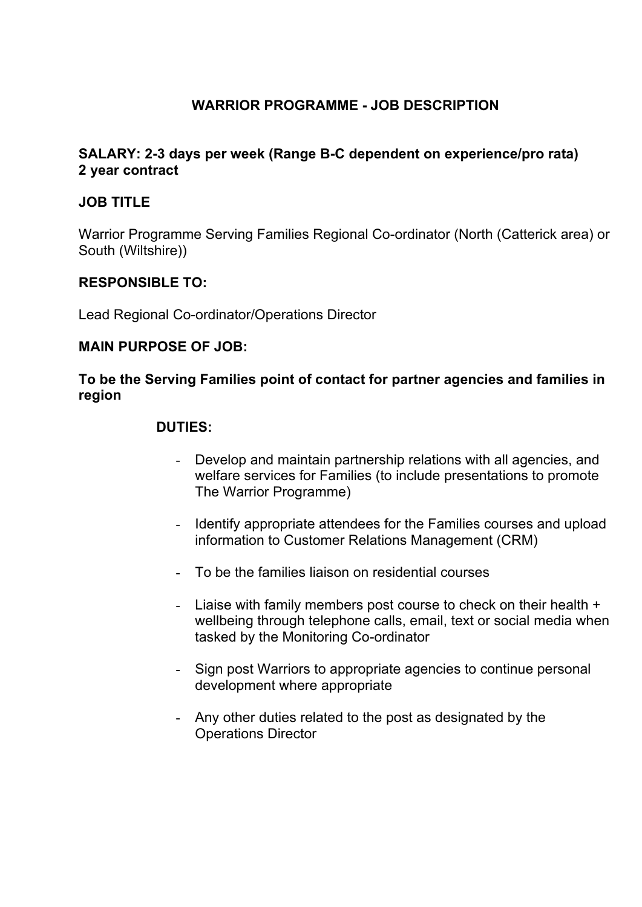# WARRIOR PROGRAMME - JOB DESCRIPTION

**SALARY: 2-3 days per week (Range B-C dependent on experience/pro rata)**
**2 year contract**

## JOB TITLE

Warrior Programme Serving Families Regional Co-ordinator (North (Catterick area) or South (Wiltshire))

## RESPONSIBLE TO:

Lead Regional Co-ordinator/Operations Director

## MAIN PURPOSE OF JOB:

**To be the Serving Families point of contact for partner agencies and families in region**

## DUTIES:

- Develop and maintain partnership relations with all agencies, and welfare services for Families (to include presentations to promote The Warrior Programme)
- Identify appropriate attendees for the Families courses and upload information to Customer Relations Management (CRM)
- To be the families liaison on residential courses
- Liaise with family members post course to check on their health + wellbeing through telephone calls, email, text or social media when tasked by the Monitoring Co-ordinator
- Sign post Warriors to appropriate agencies to continue personal development where appropriate
- Any other duties related to the post as designated by the Operations Director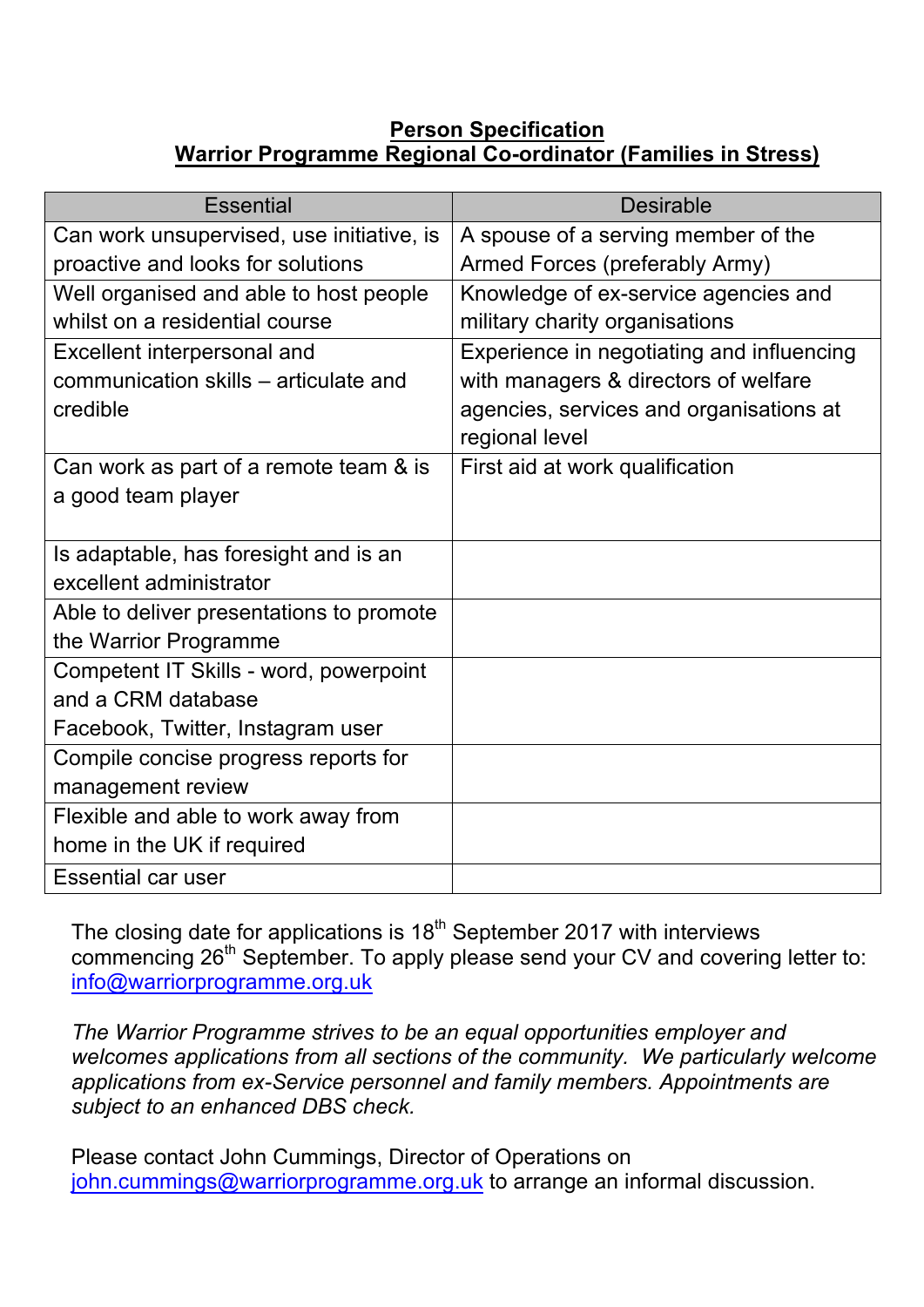**Person Specification**
**Warrior Programme Regional Co-ordinator (Families in Stress)**

| Essential | Desirable |
|---|---|
| Can work unsupervised, use initiative, is proactive and looks for solutions | A spouse of a serving member of the Armed Forces (preferably Army) |
| Well organised and able to host people whilst on a residential course | Knowledge of ex-service agencies and military charity organisations |
| Excellent interpersonal and communication skills – articulate and credible | Experience in negotiating and influencing with managers & directors of welfare agencies, services and organisations at regional level |
| Can work as part of a remote team & is a good team player | First aid at work qualification |
| Is adaptable, has foresight and is an excellent administrator | |
| Able to deliver presentations to promote the Warrior Programme | |
| Competent IT Skills - word, powerpoint and a CRM database<br>Facebook, Twitter, Instagram user | |
| Compile concise progress reports for management review | |
| Flexible and able to work away from home in the UK if required | |
| Essential car user | |

The closing date for applications is 18th September 2017 with interviews commencing 26th September. To apply please send your CV and covering letter to: info@warriorprogramme.org.uk

*The Warrior Programme strives to be an equal opportunities employer and welcomes applications from all sections of the community. We particularly welcome applications from ex-Service personnel and family members. Appointments are subject to an enhanced DBS check.*

Please contact John Cummings, Director of Operations on john.cummings@warriorprogramme.org.uk to arrange an informal discussion.